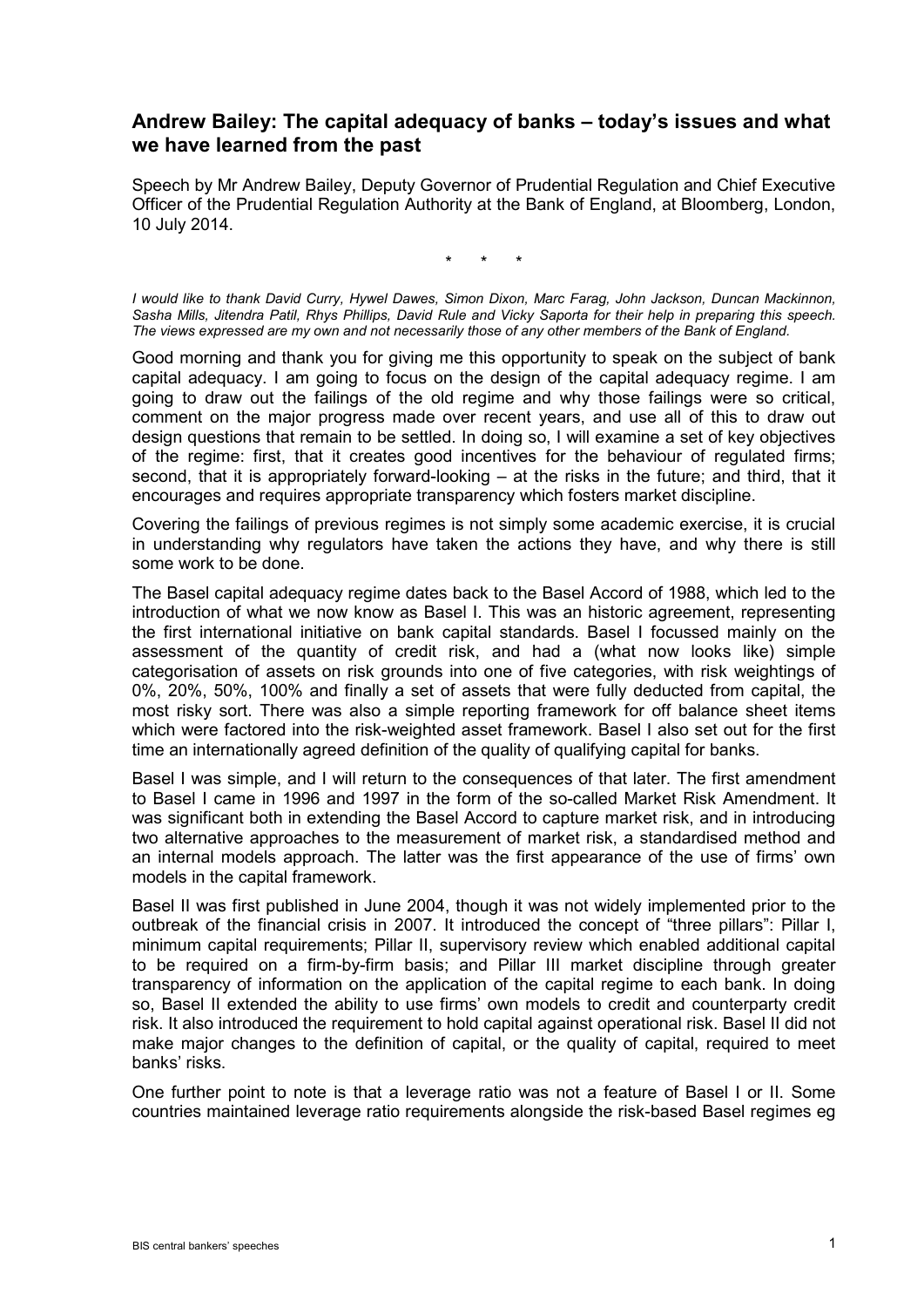## Andrew Bailey: The capital adequacy of banks – today's issues and what we have learned from the past

Speech by Mr Andrew Bailey, Deputy Governor of Prudential Regulation and Chief Executive Officer of the Prudential Regulation Authority at the Bank of England, at Bloomberg, London, 10 July 2014.

\* \* \*

*I would like to thank David Curry, Hywel Dawes, Simon Dixon, Marc Farag, John Jackson, Duncan Mackinnon, Sasha Mills, Jitendra Patil, Rhys Phillips, David Rule and Vicky Saporta for their help in preparing this speech. The views expressed are my own and not necessarily those of any other members of the Bank of England.*

Good morning and thank you for giving me this opportunity to speak on the subject of bank capital adequacy. I am going to focus on the design of the capital adequacy regime. I am going to draw out the failings of the old regime and why those failings were so critical, comment on the major progress made over recent years, and use all of this to draw out design questions that remain to be settled. In doing so, I will examine a set of key objectives of the regime: first, that it creates good incentives for the behaviour of regulated firms; second, that it is appropriately forward-looking – at the risks in the future; and third, that it encourages and requires appropriate transparency which fosters market discipline.

Covering the failings of previous regimes is not simply some academic exercise, it is crucial in understanding why regulators have taken the actions they have, and why there is still some work to be done.

The Basel capital adequacy regime dates back to the Basel Accord of 1988, which led to the introduction of what we now know as Basel I. This was an historic agreement, representing the first international initiative on bank capital standards. Basel I focussed mainly on the assessment of the quantity of credit risk, and had a (what now looks like) simple categorisation of assets on risk grounds into one of five categories, with risk weightings of 0%, 20%, 50%, 100% and finally a set of assets that were fully deducted from capital, the most risky sort. There was also a simple reporting framework for off balance sheet items which were factored into the risk-weighted asset framework. Basel I also set out for the first time an internationally agreed definition of the quality of qualifying capital for banks.

Basel I was simple, and I will return to the consequences of that later. The first amendment to Basel I came in 1996 and 1997 in the form of the so-called Market Risk Amendment. It was significant both in extending the Basel Accord to capture market risk, and in introducing two alternative approaches to the measurement of market risk, a standardised method and an internal models approach. The latter was the first appearance of the use of firms' own models in the capital framework.

Basel II was first published in June 2004, though it was not widely implemented prior to the outbreak of the financial crisis in 2007. It introduced the concept of "three pillars": Pillar I, minimum capital requirements; Pillar II, supervisory review which enabled additional capital to be required on a firm-by-firm basis; and Pillar III market discipline through greater transparency of information on the application of the capital regime to each bank. In doing so, Basel II extended the ability to use firms' own models to credit and counterparty credit risk. It also introduced the requirement to hold capital against operational risk. Basel II did not make major changes to the definition of capital, or the quality of capital, required to meet banks' risks.

One further point to note is that a leverage ratio was not a feature of Basel I or II. Some countries maintained leverage ratio requirements alongside the risk-based Basel regimes eg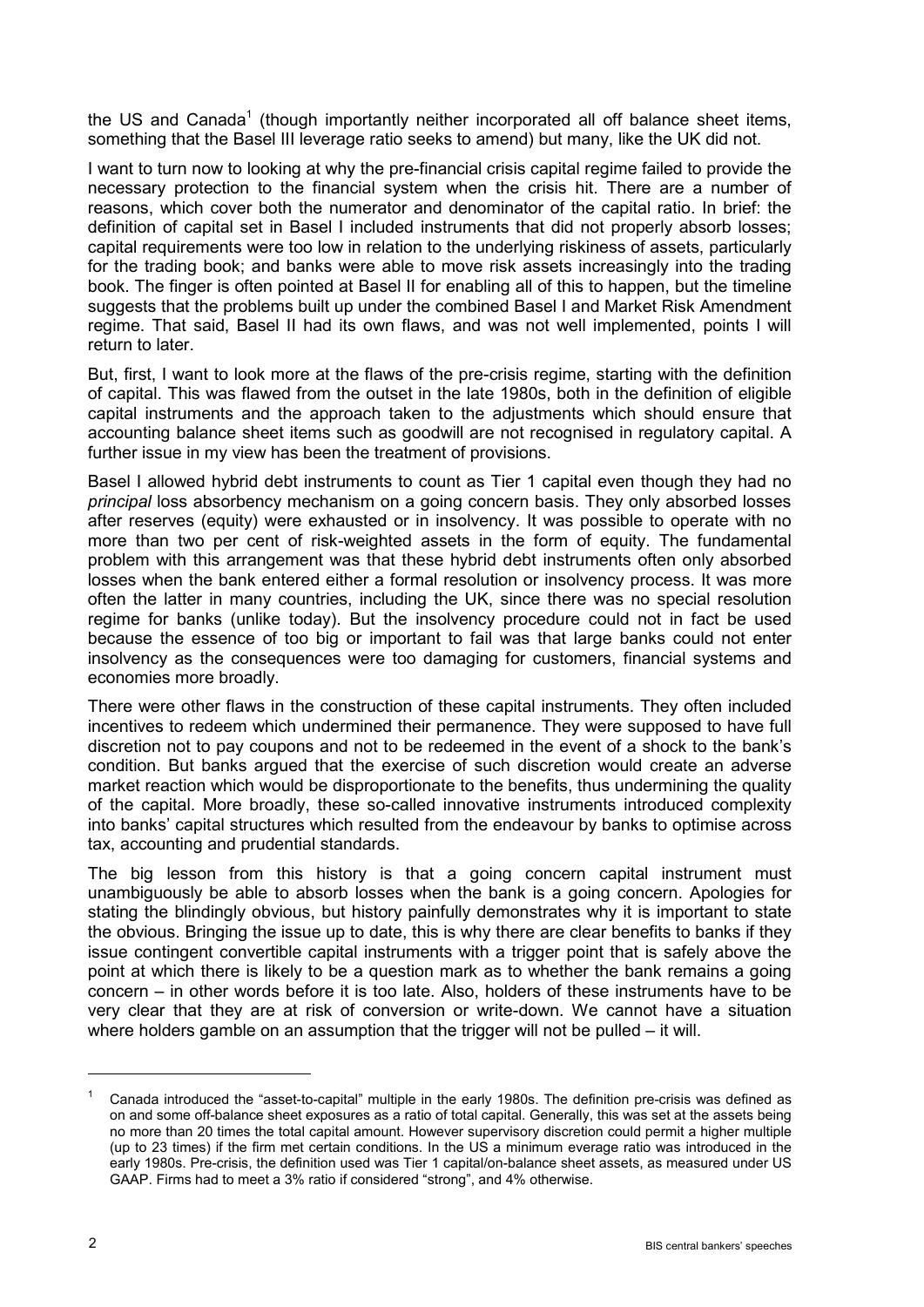the US and Canada[1] (though importantly neither incorporated all off balance sheet items, something that the Basel III leverage ratio seeks to amend) but many, like the UK did not.

I want to turn now to looking at why the pre-financial crisis capital regime failed to provide the necessary protection to the financial system when the crisis hit. There are a number of reasons, which cover both the numerator and denominator of the capital ratio. In brief: the definition of capital set in Basel I included instruments that did not properly absorb losses; capital requirements were too low in relation to the underlying riskiness of assets, particularly for the trading book; and banks were able to move risk assets increasingly into the trading book. The finger is often pointed at Basel II for enabling all of this to happen, but the timeline suggests that the problems built up under the combined Basel I and Market Risk Amendment regime. That said, Basel II had its own flaws, and was not well implemented, points I will return to later.

But, first, I want to look more at the flaws of the pre-crisis regime, starting with the definition of capital. This was flawed from the outset in the late 1980s, both in the definition of eligible capital instruments and the approach taken to the adjustments which should ensure that accounting balance sheet items such as goodwill are not recognised in regulatory capital. A further issue in my view has been the treatment of provisions.

Basel I allowed hybrid debt instruments to count as Tier 1 capital even though they had no *principal* loss absorbency mechanism on a going concern basis. They only absorbed losses after reserves (equity) were exhausted or in insolvency. It was possible to operate with no more than two per cent of risk-weighted assets in the form of equity. The fundamental problem with this arrangement was that these hybrid debt instruments often only absorbed losses when the bank entered either a formal resolution or insolvency process. It was more often the latter in many countries, including the UK, since there was no special resolution regime for banks (unlike today). But the insolvency procedure could not in fact be used because the essence of too big or important to fail was that large banks could not enter insolvency as the consequences were too damaging for customers, financial systems and economies more broadly.

There were other flaws in the construction of these capital instruments. They often included incentives to redeem which undermined their permanence. They were supposed to have full discretion not to pay coupons and not to be redeemed in the event of a shock to the bank's condition. But banks argued that the exercise of such discretion would create an adverse market reaction which would be disproportionate to the benefits, thus undermining the quality of the capital. More broadly, these so-called innovative instruments introduced complexity into banks' capital structures which resulted from the endeavour by banks to optimise across tax, accounting and prudential standards.

The big lesson from this history is that a going concern capital instrument must unambiguously be able to absorb losses when the bank is a going concern. Apologies for stating the blindingly obvious, but history painfully demonstrates why it is important to state the obvious. Bringing the issue up to date, this is why there are clear benefits to banks if they issue contingent convertible capital instruments with a trigger point that is safely above the point at which there is likely to be a question mark as to whether the bank remains a going concern – in other words before it is too late. Also, holders of these instruments have to be very clear that they are at risk of conversion or write-down. We cannot have a situation where holders gamble on an assumption that the trigger will not be pulled – it will.

---

[1] Canada introduced the "asset-to-capital" multiple in the early 1980s. The definition pre-crisis was defined as on and some off-balance sheet exposures as a ratio of total capital. Generally, this was set at the assets being no more than 20 times the total capital amount. However supervisory discretion could permit a higher multiple (up to 23 times) if the firm met certain conditions. In the US a minimum everage ratio was introduced in the early 1980s. Pre-crisis, the definition used was Tier 1 capital/on-balance sheet assets, as measured under US GAAP. Firms had to meet a 3% ratio if considered "strong", and 4% otherwise.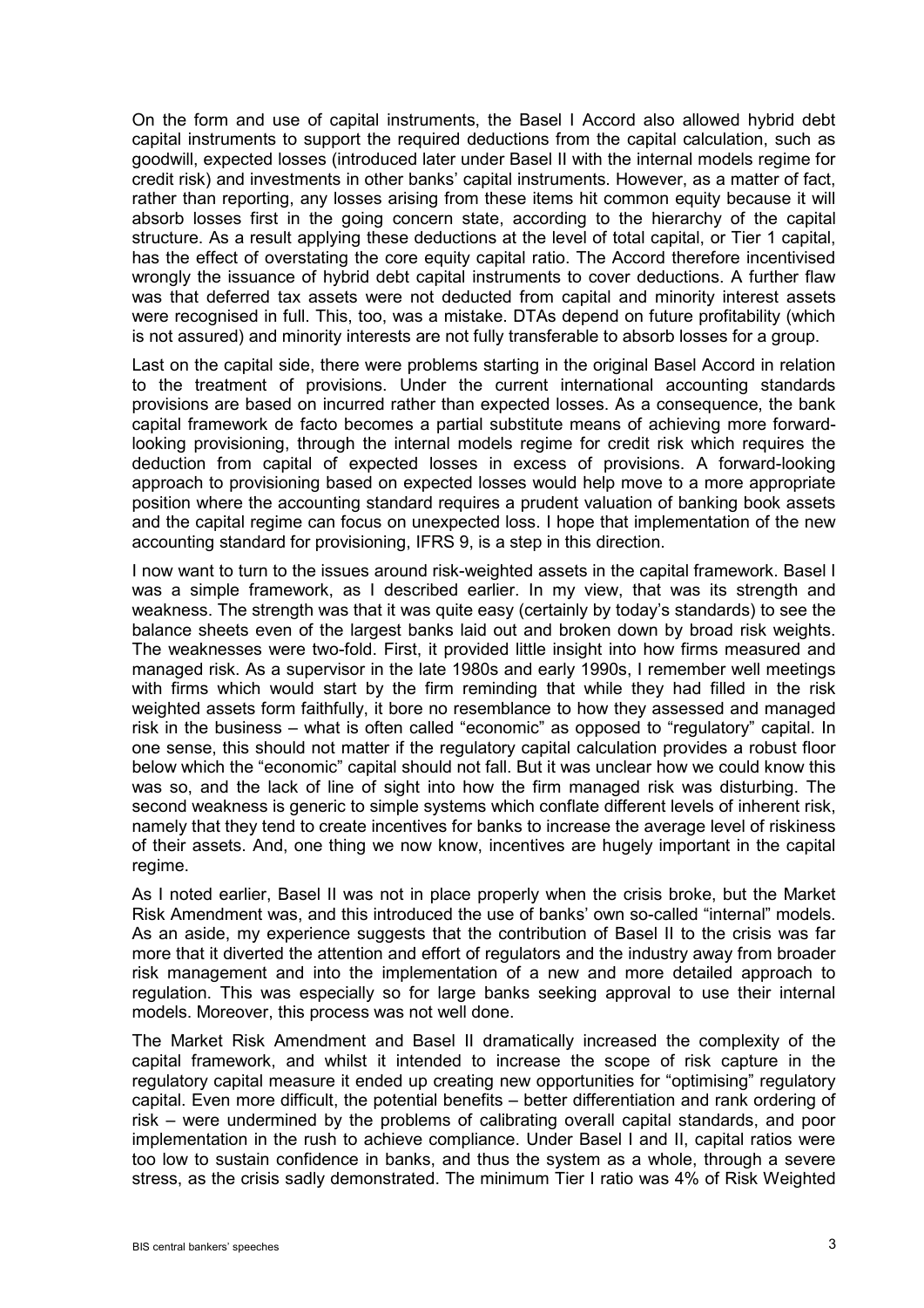On the form and use of capital instruments, the Basel I Accord also allowed hybrid debt capital instruments to support the required deductions from the capital calculation, such as goodwill, expected losses (introduced later under Basel II with the internal models regime for credit risk) and investments in other banks' capital instruments. However, as a matter of fact, rather than reporting, any losses arising from these items hit common equity because it will absorb losses first in the going concern state, according to the hierarchy of the capital structure. As a result applying these deductions at the level of total capital, or Tier 1 capital, has the effect of overstating the core equity capital ratio. The Accord therefore incentivised wrongly the issuance of hybrid debt capital instruments to cover deductions. A further flaw was that deferred tax assets were not deducted from capital and minority interest assets were recognised in full. This, too, was a mistake. DTAs depend on future profitability (which is not assured) and minority interests are not fully transferable to absorb losses for a group.

Last on the capital side, there were problems starting in the original Basel Accord in relation to the treatment of provisions. Under the current international accounting standards provisions are based on incurred rather than expected losses. As a consequence, the bank capital framework de facto becomes a partial substitute means of achieving more forward-looking provisioning, through the internal models regime for credit risk which requires the deduction from capital of expected losses in excess of provisions. A forward-looking approach to provisioning based on expected losses would help move to a more appropriate position where the accounting standard requires a prudent valuation of banking book assets and the capital regime can focus on unexpected loss. I hope that implementation of the new accounting standard for provisioning, IFRS 9, is a step in this direction.

I now want to turn to the issues around risk-weighted assets in the capital framework. Basel I was a simple framework, as I described earlier. In my view, that was its strength and weakness. The strength was that it was quite easy (certainly by today's standards) to see the balance sheets even of the largest banks laid out and broken down by broad risk weights. The weaknesses were two-fold. First, it provided little insight into how firms measured and managed risk. As a supervisor in the late 1980s and early 1990s, I remember well meetings with firms which would start by the firm reminding that while they had filled in the risk weighted assets form faithfully, it bore no resemblance to how they assessed and managed risk in the business – what is often called "economic" as opposed to "regulatory" capital. In one sense, this should not matter if the regulatory capital calculation provides a robust floor below which the "economic" capital should not fall. But it was unclear how we could know this was so, and the lack of line of sight into how the firm managed risk was disturbing. The second weakness is generic to simple systems which conflate different levels of inherent risk, namely that they tend to create incentives for banks to increase the average level of riskiness of their assets. And, one thing we now know, incentives are hugely important in the capital regime.

As I noted earlier, Basel II was not in place properly when the crisis broke, but the Market Risk Amendment was, and this introduced the use of banks' own so-called "internal" models. As an aside, my experience suggests that the contribution of Basel II to the crisis was far more that it diverted the attention and effort of regulators and the industry away from broader risk management and into the implementation of a new and more detailed approach to regulation. This was especially so for large banks seeking approval to use their internal models. Moreover, this process was not well done.

The Market Risk Amendment and Basel II dramatically increased the complexity of the capital framework, and whilst it intended to increase the scope of risk capture in the regulatory capital measure it ended up creating new opportunities for "optimising" regulatory capital. Even more difficult, the potential benefits – better differentiation and rank ordering of risk – were undermined by the problems of calibrating overall capital standards, and poor implementation in the rush to achieve compliance. Under Basel I and II, capital ratios were too low to sustain confidence in banks, and thus the system as a whole, through a severe stress, as the crisis sadly demonstrated. The minimum Tier I ratio was 4% of Risk Weighted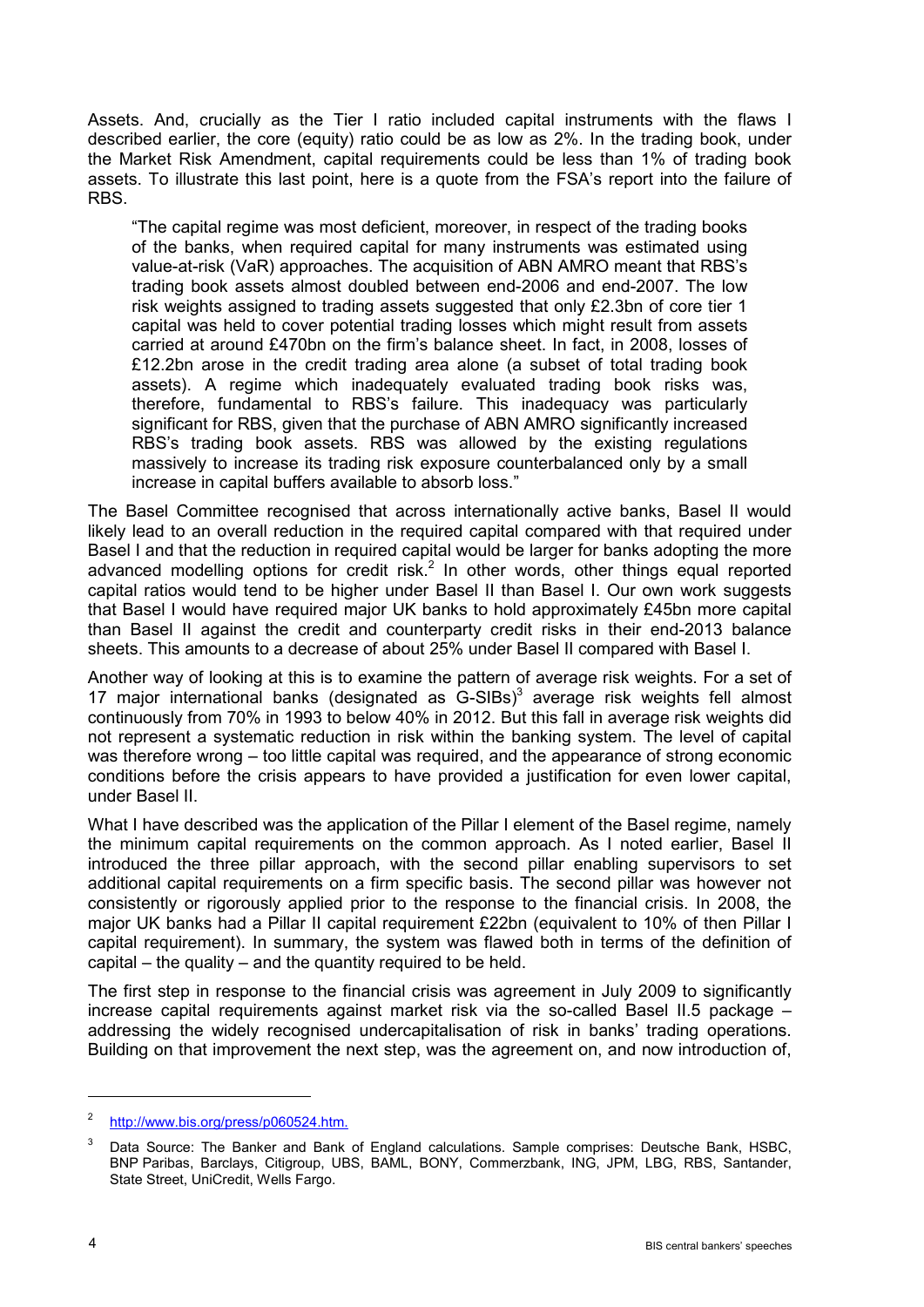Assets. And, crucially as the Tier I ratio included capital instruments with the flaws I described earlier, the core (equity) ratio could be as low as 2%. In the trading book, under the Market Risk Amendment, capital requirements could be less than 1% of trading book assets. To illustrate this last point, here is a quote from the FSA's report into the failure of RBS.

> "The capital regime was most deficient, moreover, in respect of the trading books of the banks, when required capital for many instruments was estimated using value-at-risk (VaR) approaches. The acquisition of ABN AMRO meant that RBS's trading book assets almost doubled between end-2006 and end-2007. The low risk weights assigned to trading assets suggested that only £2.3bn of core tier 1 capital was held to cover potential trading losses which might result from assets carried at around £470bn on the firm's balance sheet. In fact, in 2008, losses of £12.2bn arose in the credit trading area alone (a subset of total trading book assets). A regime which inadequately evaluated trading book risks was, therefore, fundamental to RBS's failure. This inadequacy was particularly significant for RBS, given that the purchase of ABN AMRO significantly increased RBS's trading book assets. RBS was allowed by the existing regulations massively to increase its trading risk exposure counterbalanced only by a small increase in capital buffers available to absorb loss."

The Basel Committee recognised that across internationally active banks, Basel II would likely lead to an overall reduction in the required capital compared with that required under Basel I and that the reduction in required capital would be larger for banks adopting the more advanced modelling options for credit risk.[2] In other words, other things equal reported capital ratios would tend to be higher under Basel II than Basel I. Our own work suggests that Basel I would have required major UK banks to hold approximately £45bn more capital than Basel II against the credit and counterparty credit risks in their end-2013 balance sheets. This amounts to a decrease of about 25% under Basel II compared with Basel I.

Another way of looking at this is to examine the pattern of average risk weights. For a set of 17 major international banks (designated as G-SIBs)[3] average risk weights fell almost continuously from 70% in 1993 to below 40% in 2012. But this fall in average risk weights did not represent a systematic reduction in risk within the banking system. The level of capital was therefore wrong – too little capital was required, and the appearance of strong economic conditions before the crisis appears to have provided a justification for even lower capital, under Basel II.

What I have described was the application of the Pillar I element of the Basel regime, namely the minimum capital requirements on the common approach. As I noted earlier, Basel II introduced the three pillar approach, with the second pillar enabling supervisors to set additional capital requirements on a firm specific basis. The second pillar was however not consistently or rigorously applied prior to the response to the financial crisis. In 2008, the major UK banks had a Pillar II capital requirement £22bn (equivalent to 10% of then Pillar I capital requirement). In summary, the system was flawed both in terms of the definition of capital – the quality – and the quantity required to be held.

The first step in response to the financial crisis was agreement in July 2009 to significantly increase capital requirements against market risk via the so-called Basel II.5 package – addressing the widely recognised undercapitalisation of risk in banks' trading operations. Building on that improvement the next step, was the agreement on, and now introduction of,

---

[2] http://www.bis.org/press/p060524.htm.

[3] Data Source: The Banker and Bank of England calculations. Sample comprises: Deutsche Bank, HSBC, BNP Paribas, Barclays, Citigroup, UBS, BAML, BONY, Commerzbank, ING, JPM, LBG, RBS, Santander, State Street, UniCredit, Wells Fargo.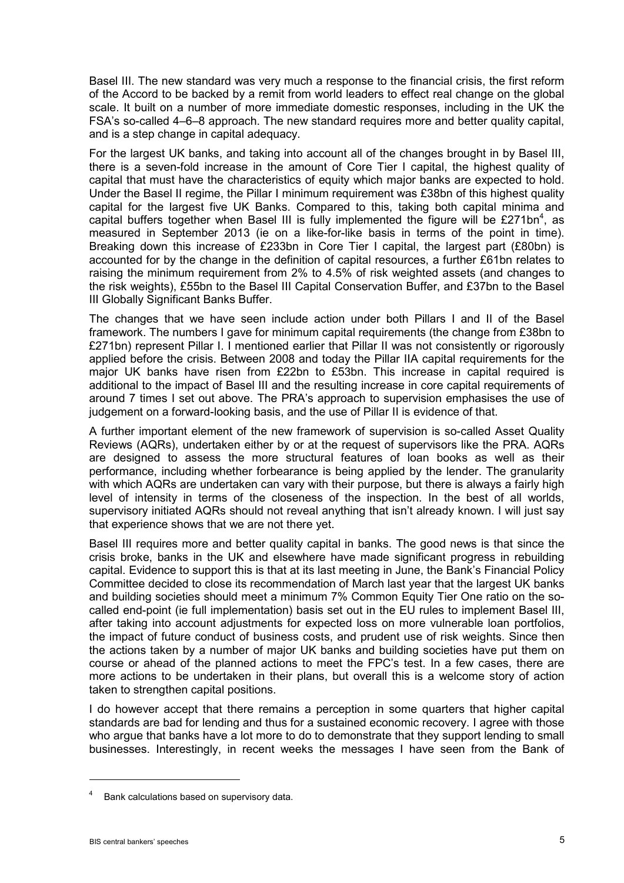Basel III. The new standard was very much a response to the financial crisis, the first reform of the Accord to be backed by a remit from world leaders to effect real change on the global scale. It built on a number of more immediate domestic responses, including in the UK the FSA's so-called 4–6–8 approach. The new standard requires more and better quality capital, and is a step change in capital adequacy.

For the largest UK banks, and taking into account all of the changes brought in by Basel III, there is a seven-fold increase in the amount of Core Tier I capital, the highest quality of capital that must have the characteristics of equity which major banks are expected to hold. Under the Basel II regime, the Pillar I minimum requirement was £38bn of this highest quality capital for the largest five UK Banks. Compared to this, taking both capital minima and capital buffers together when Basel III is fully implemented the figure will be £271bn[4], as measured in September 2013 (ie on a like-for-like basis in terms of the point in time). Breaking down this increase of £233bn in Core Tier I capital, the largest part (£80bn) is accounted for by the change in the definition of capital resources, a further £61bn relates to raising the minimum requirement from 2% to 4.5% of risk weighted assets (and changes to the risk weights), £55bn to the Basel III Capital Conservation Buffer, and £37bn to the Basel III Globally Significant Banks Buffer.

The changes that we have seen include action under both Pillars I and II of the Basel framework. The numbers I gave for minimum capital requirements (the change from £38bn to £271bn) represent Pillar I. I mentioned earlier that Pillar II was not consistently or rigorously applied before the crisis. Between 2008 and today the Pillar IIA capital requirements for the major UK banks have risen from £22bn to £53bn. This increase in capital required is additional to the impact of Basel III and the resulting increase in core capital requirements of around 7 times I set out above. The PRA's approach to supervision emphasises the use of judgement on a forward-looking basis, and the use of Pillar II is evidence of that.

A further important element of the new framework of supervision is so-called Asset Quality Reviews (AQRs), undertaken either by or at the request of supervisors like the PRA. AQRs are designed to assess the more structural features of loan books as well as their performance, including whether forbearance is being applied by the lender. The granularity with which AQRs are undertaken can vary with their purpose, but there is always a fairly high level of intensity in terms of the closeness of the inspection. In the best of all worlds, supervisory initiated AQRs should not reveal anything that isn't already known. I will just say that experience shows that we are not there yet.

Basel III requires more and better quality capital in banks. The good news is that since the crisis broke, banks in the UK and elsewhere have made significant progress in rebuilding capital. Evidence to support this is that at its last meeting in June, the Bank's Financial Policy Committee decided to close its recommendation of March last year that the largest UK banks and building societies should meet a minimum 7% Common Equity Tier One ratio on the so-called end-point (ie full implementation) basis set out in the EU rules to implement Basel III, after taking into account adjustments for expected loss on more vulnerable loan portfolios, the impact of future conduct of business costs, and prudent use of risk weights. Since then the actions taken by a number of major UK banks and building societies have put them on course or ahead of the planned actions to meet the FPC's test. In a few cases, there are more actions to be undertaken in their plans, but overall this is a welcome story of action taken to strengthen capital positions.

I do however accept that there remains a perception in some quarters that higher capital standards are bad for lending and thus for a sustained economic recovery. I agree with those who argue that banks have a lot more to do to demonstrate that they support lending to small businesses. Interestingly, in recent weeks the messages I have seen from the Bank of

---

[4] Bank calculations based on supervisory data.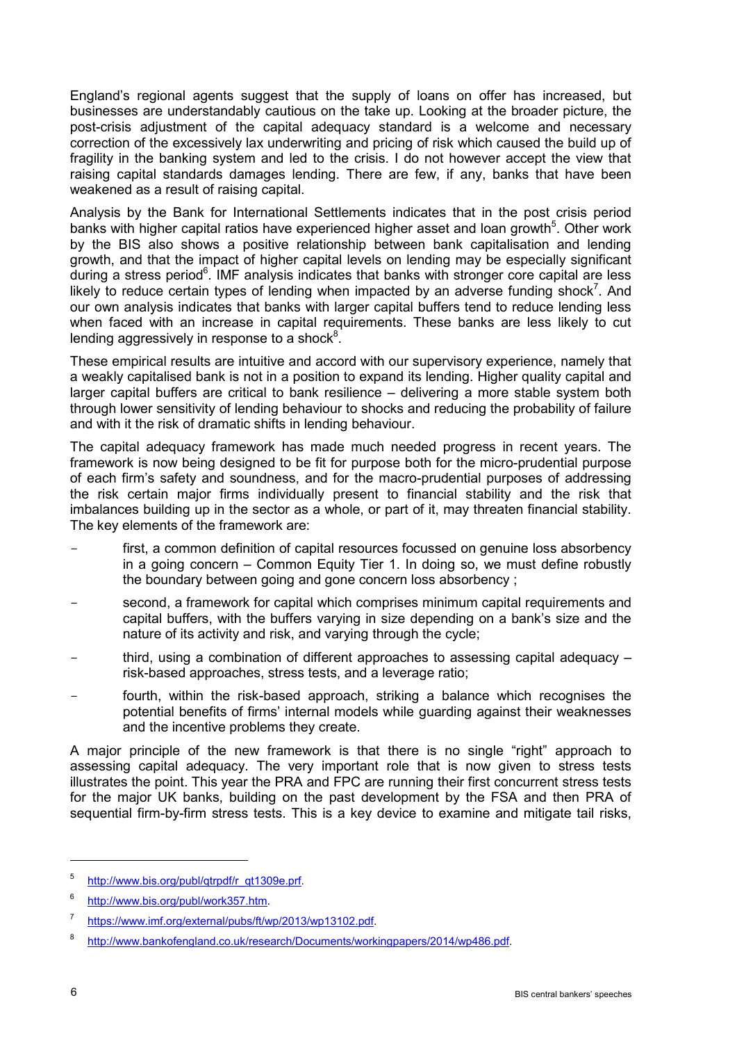England's regional agents suggest that the supply of loans on offer has increased, but businesses are understandably cautious on the take up. Looking at the broader picture, the post-crisis adjustment of the capital adequacy standard is a welcome and necessary correction of the excessively lax underwriting and pricing of risk which caused the build up of fragility in the banking system and led to the crisis. I do not however accept the view that raising capital standards damages lending. There are few, if any, banks that have been weakened as a result of raising capital.

Analysis by the Bank for International Settlements indicates that in the post crisis period banks with higher capital ratios have experienced higher asset and loan growth[5]. Other work by the BIS also shows a positive relationship between bank capitalisation and lending growth, and that the impact of higher capital levels on lending may be especially significant during a stress period[6]. IMF analysis indicates that banks with stronger core capital are less likely to reduce certain types of lending when impacted by an adverse funding shock[7]. And our own analysis indicates that banks with larger capital buffers tend to reduce lending less when faced with an increase in capital requirements. These banks are less likely to cut lending aggressively in response to a shock[8].

These empirical results are intuitive and accord with our supervisory experience, namely that a weakly capitalised bank is not in a position to expand its lending. Higher quality capital and larger capital buffers are critical to bank resilience – delivering a more stable system both through lower sensitivity of lending behaviour to shocks and reducing the probability of failure and with it the risk of dramatic shifts in lending behaviour.

The capital adequacy framework has made much needed progress in recent years. The framework is now being designed to be fit for purpose both for the micro-prudential purpose of each firm's safety and soundness, and for the macro-prudential purposes of addressing the risk certain major firms individually present to financial stability and the risk that imbalances building up in the sector as a whole, or part of it, may threaten financial stability. The key elements of the framework are:

- first, a common definition of capital resources focussed on genuine loss absorbency in a going concern – Common Equity Tier 1. In doing so, we must define robustly the boundary between going and gone concern loss absorbency ;
- second, a framework for capital which comprises minimum capital requirements and capital buffers, with the buffers varying in size depending on a bank's size and the nature of its activity and risk, and varying through the cycle;
- third, using a combination of different approaches to assessing capital adequacy – risk-based approaches, stress tests, and a leverage ratio;
- fourth, within the risk-based approach, striking a balance which recognises the potential benefits of firms' internal models while guarding against their weaknesses and the incentive problems they create.

A major principle of the new framework is that there is no single "right" approach to assessing capital adequacy. The very important role that is now given to stress tests illustrates the point. This year the PRA and FPC are running their first concurrent stress tests for the major UK banks, building on the past development by the FSA and then PRA of sequential firm-by-firm stress tests. This is a key device to examine and mitigate tail risks,

---

[5] http://www.bis.org/publ/qtrpdf/r_qt1309e.prf.

[6] http://www.bis.org/publ/work357.htm.

[7] https://www.imf.org/external/pubs/ft/wp/2013/wp13102.pdf.

[8] http://www.bankofengland.co.uk/research/Documents/workingpapers/2014/wp486.pdf.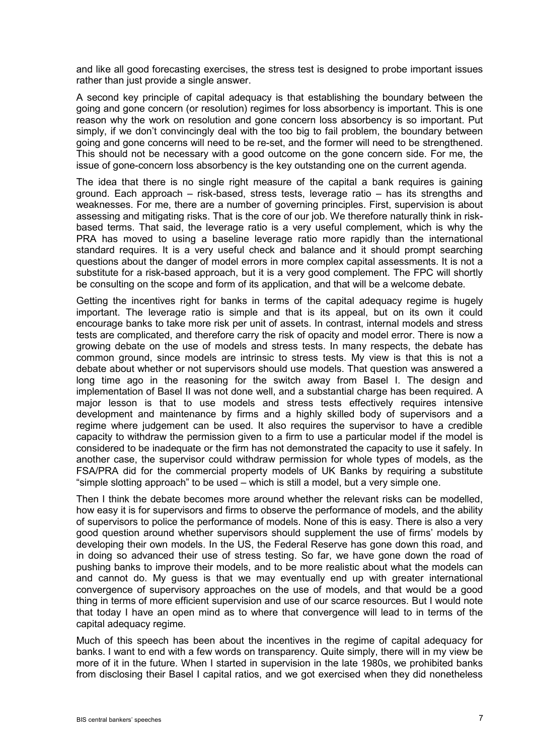and like all good forecasting exercises, the stress test is designed to probe important issues rather than just provide a single answer.

A second key principle of capital adequacy is that establishing the boundary between the going and gone concern (or resolution) regimes for loss absorbency is important. This is one reason why the work on resolution and gone concern loss absorbency is so important. Put simply, if we don't convincingly deal with the too big to fail problem, the boundary between going and gone concerns will need to be re-set, and the former will need to be strengthened. This should not be necessary with a good outcome on the gone concern side. For me, the issue of gone-concern loss absorbency is the key outstanding one on the current agenda.

The idea that there is no single right measure of the capital a bank requires is gaining ground. Each approach – risk-based, stress tests, leverage ratio – has its strengths and weaknesses. For me, there are a number of governing principles. First, supervision is about assessing and mitigating risks. That is the core of our job. We therefore naturally think in risk-based terms. That said, the leverage ratio is a very useful complement, which is why the PRA has moved to using a baseline leverage ratio more rapidly than the international standard requires. It is a very useful check and balance and it should prompt searching questions about the danger of model errors in more complex capital assessments. It is not a substitute for a risk-based approach, but it is a very good complement. The FPC will shortly be consulting on the scope and form of its application, and that will be a welcome debate.

Getting the incentives right for banks in terms of the capital adequacy regime is hugely important. The leverage ratio is simple and that is its appeal, but on its own it could encourage banks to take more risk per unit of assets. In contrast, internal models and stress tests are complicated, and therefore carry the risk of opacity and model error. There is now a growing debate on the use of models and stress tests. In many respects, the debate has common ground, since models are intrinsic to stress tests. My view is that this is not a debate about whether or not supervisors should use models. That question was answered a long time ago in the reasoning for the switch away from Basel I. The design and implementation of Basel II was not done well, and a substantial charge has been required. A major lesson is that to use models and stress tests effectively requires intensive development and maintenance by firms and a highly skilled body of supervisors and a regime where judgement can be used. It also requires the supervisor to have a credible capacity to withdraw the permission given to a firm to use a particular model if the model is considered to be inadequate or the firm has not demonstrated the capacity to use it safely. In another case, the supervisor could withdraw permission for whole types of models, as the FSA/PRA did for the commercial property models of UK Banks by requiring a substitute "simple slotting approach" to be used – which is still a model, but a very simple one.

Then I think the debate becomes more around whether the relevant risks can be modelled, how easy it is for supervisors and firms to observe the performance of models, and the ability of supervisors to police the performance of models. None of this is easy. There is also a very good question around whether supervisors should supplement the use of firms' models by developing their own models. In the US, the Federal Reserve has gone down this road, and in doing so advanced their use of stress testing. So far, we have gone down the road of pushing banks to improve their models, and to be more realistic about what the models can and cannot do. My guess is that we may eventually end up with greater international convergence of supervisory approaches on the use of models, and that would be a good thing in terms of more efficient supervision and use of our scarce resources. But I would note that today I have an open mind as to where that convergence will lead to in terms of the capital adequacy regime.

Much of this speech has been about the incentives in the regime of capital adequacy for banks. I want to end with a few words on transparency. Quite simply, there will in my view be more of it in the future. When I started in supervision in the late 1980s, we prohibited banks from disclosing their Basel I capital ratios, and we got exercised when they did nonetheless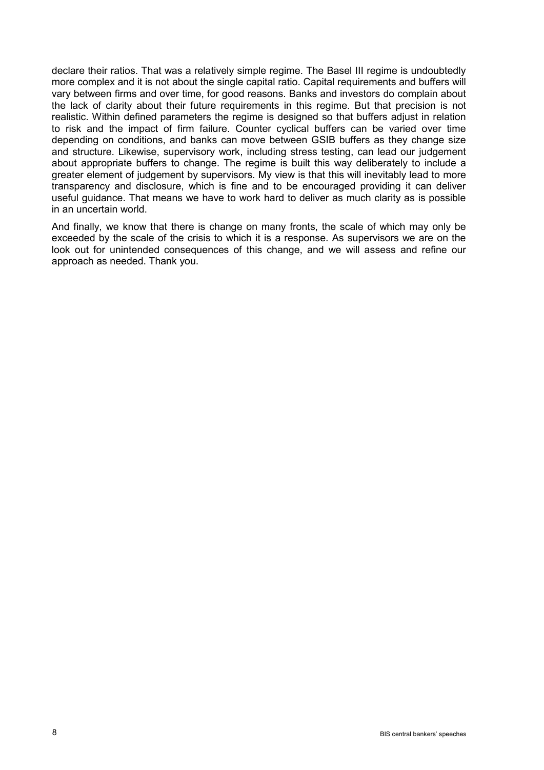declare their ratios. That was a relatively simple regime. The Basel III regime is undoubtedly more complex and it is not about the single capital ratio. Capital requirements and buffers will vary between firms and over time, for good reasons. Banks and investors do complain about the lack of clarity about their future requirements in this regime. But that precision is not realistic. Within defined parameters the regime is designed so that buffers adjust in relation to risk and the impact of firm failure. Counter cyclical buffers can be varied over time depending on conditions, and banks can move between GSIB buffers as they change size and structure. Likewise, supervisory work, including stress testing, can lead our judgement about appropriate buffers to change. The regime is built this way deliberately to include a greater element of judgement by supervisors. My view is that this will inevitably lead to more transparency and disclosure, which is fine and to be encouraged providing it can deliver useful guidance. That means we have to work hard to deliver as much clarity as is possible in an uncertain world.

And finally, we know that there is change on many fronts, the scale of which may only be exceeded by the scale of the crisis to which it is a response. As supervisors we are on the look out for unintended consequences of this change, and we will assess and refine our approach as needed. Thank you.